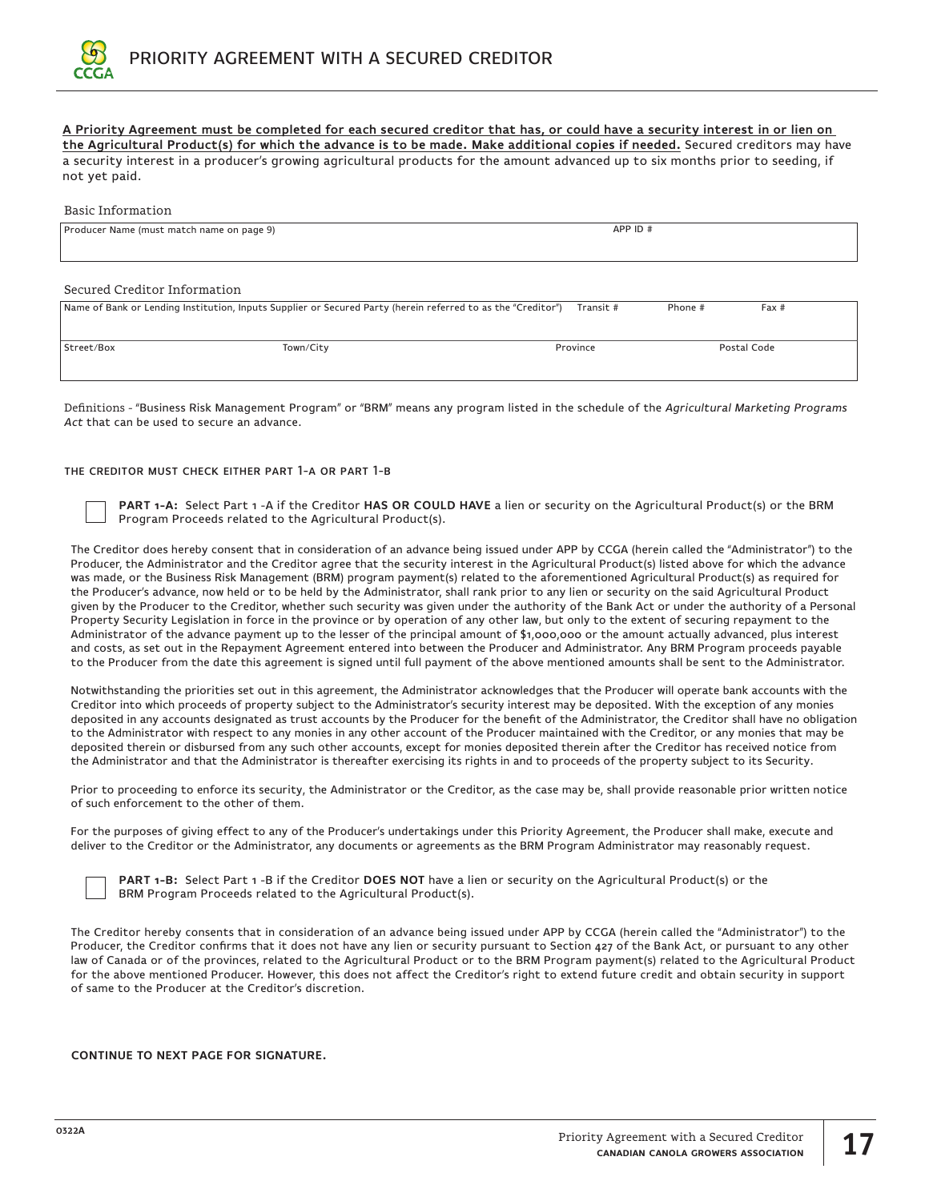# PRIORITY AGREEMENT WITH A SECURED CREDITOR

**A Priority Agreement must be completed for each secured creditor that has, or could have a security interest in or lien on the Agricultural Product(s) for which the advance is to be made. Make additional copies if needed.** Secured creditors may have a security interest in a producer's growing agricultural products for the amount advanced up to six months prior to seeding, if not yet paid.

## Basic Information

| Producer Name (must match name on page 9) | APP ID # |
|---|---|
| | |

## Secured Creditor Information

| Name of Bank or Lending Institution, Inputs Supplier or Secured Party (herein referred to as the "Creditor") | | Transit # | Phone # | Fax # |
|---|---|---|---|---|
| | | | | |
| Street/Box | Town/City | Province | | Postal Code |
| | | | | |

Definitions - "Business Risk Management Program" or "BRM" means any program listed in the schedule of the *Agricultural Marketing Programs Act* that can be used to secure an advance.

### THE CREDITOR MUST CHECK EITHER PART 1-A OR PART 1-B

☐ **PART 1-A:** Select Part 1 -A if the Creditor **HAS OR COULD HAVE** a lien or security on the Agricultural Product(s) or the BRM Program Proceeds related to the Agricultural Product(s).

The Creditor does hereby consent that in consideration of an advance being issued under APP by CCGA (herein called the "Administrator") to the Producer, the Administrator and the Creditor agree that the security interest in the Agricultural Product(s) listed above for which the advance was made, or the Business Risk Management (BRM) program payment(s) related to the aforementioned Agricultural Product(s) as required for the Producer's advance, now held or to be held by the Administrator, shall rank prior to any lien or security on the said Agricultural Product given by the Producer to the Creditor, whether such security was given under the authority of the Bank Act or under the authority of a Personal Property Security Legislation in force in the province or by operation of any other law, but only to the extent of securing repayment to the Administrator of the advance payment up to the lesser of the principal amount of $1,000,000 or the amount actually advanced, plus interest and costs, as set out in the Repayment Agreement entered into between the Producer and Administrator. Any BRM Program proceeds payable to the Producer from the date this agreement is signed until full payment of the above mentioned amounts shall be sent to the Administrator.

Notwithstanding the priorities set out in this agreement, the Administrator acknowledges that the Producer will operate bank accounts with the Creditor into which proceeds of property subject to the Administrator's security interest may be deposited. With the exception of any monies deposited in any accounts designated as trust accounts by the Producer for the benefit of the Administrator, the Creditor shall have no obligation to the Administrator with respect to any monies in any other account of the Producer maintained with the Creditor, or any monies that may be deposited therein or disbursed from any such other accounts, except for monies deposited therein after the Creditor has received notice from the Administrator and that the Administrator is thereafter exercising its rights in and to proceeds of the property subject to its Security.

Prior to proceeding to enforce its security, the Administrator or the Creditor, as the case may be, shall provide reasonable prior written notice of such enforcement to the other of them.

For the purposes of giving effect to any of the Producer's undertakings under this Priority Agreement, the Producer shall make, execute and deliver to the Creditor or the Administrator, any documents or agreements as the BRM Program Administrator may reasonably request.

☐ **PART 1-B:** Select Part 1 -B if the Creditor **DOES NOT** have a lien or security on the Agricultural Product(s) or the BRM Program Proceeds related to the Agricultural Product(s).

The Creditor hereby consents that in consideration of an advance being issued under APP by CCGA (herein called the "Administrator") to the Producer, the Creditor confirms that it does not have any lien or security pursuant to Section 427 of the Bank Act, or pursuant to any other law of Canada or of the provinces, related to the Agricultural Product or to the BRM Program payment(s) related to the Agricultural Product for the above mentioned Producer. However, this does not affect the Creditor's right to extend future credit and obtain security in support of same to the Producer at the Creditor's discretion.

**CONTINUE TO NEXT PAGE FOR SIGNATURE.**

0322A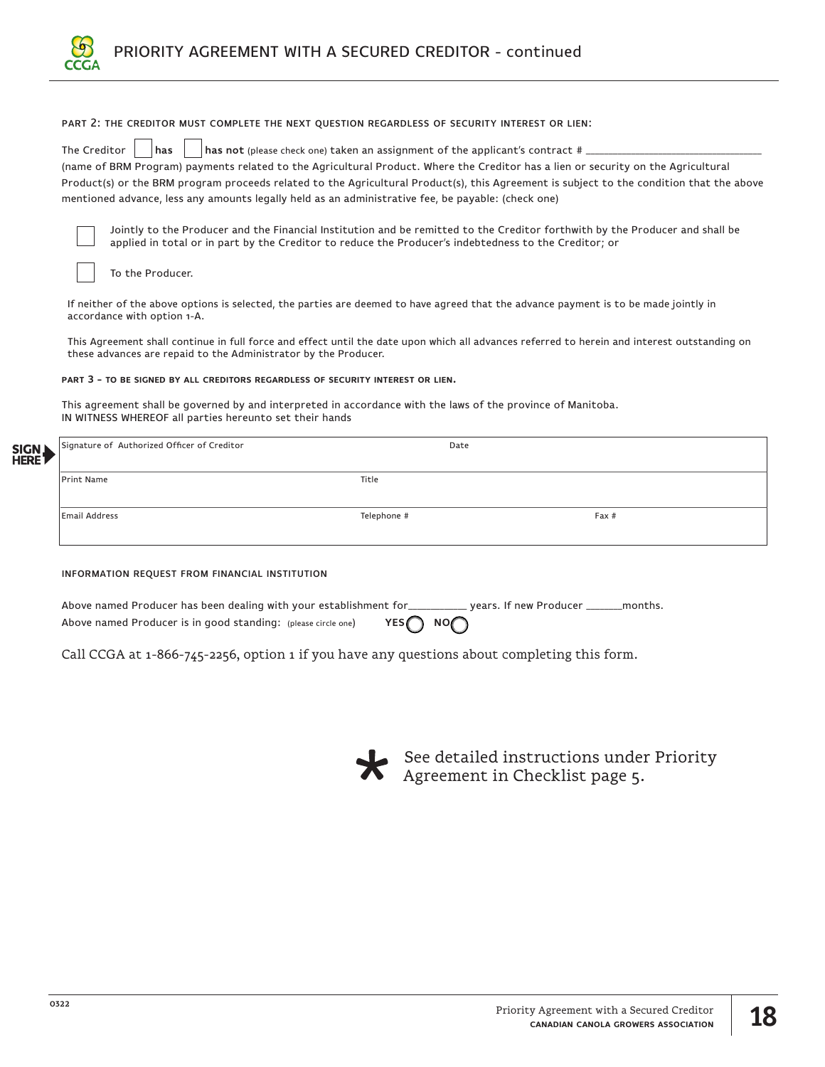# PRIORITY AGREEMENT WITH A SECURED CREDITOR - continued

PART 2: THE CREDITOR MUST COMPLETE THE NEXT QUESTION REGARDLESS OF SECURITY INTEREST OR LIEN:

The Creditor ☐ **has** ☐ **has not** (please check one) taken an assignment of the applicant's contract # ______________________________ (name of BRM Program) payments related to the Agricultural Product. Where the Creditor has a lien or security on the Agricultural Product(s) or the BRM program proceeds related to the Agricultural Product(s), this Agreement is subject to the condition that the above mentioned advance, less any amounts legally held as an administrative fee, be payable: (check one)

☐ Jointly to the Producer and the Financial Institution and be remitted to the Creditor forthwith by the Producer and shall be applied in total or in part by the Creditor to reduce the Producer's indebtedness to the Creditor; or

☐ To the Producer.

If neither of the above options is selected, the parties are deemed to have agreed that the advance payment is to be made jointly in accordance with option 1-A.

This Agreement shall continue in full force and effect until the date upon which all advances referred to herein and interest outstanding on these advances are repaid to the Administrator by the Producer.

**PART 3 - TO BE SIGNED BY ALL CREDITORS REGARDLESS OF SECURITY INTEREST OR LIEN.**

This agreement shall be governed by and interpreted in accordance with the laws of the province of Manitoba.
IN WITNESS WHEREOF all parties hereunto set their hands

SIGN HERE

| | | |
|---|---|---|
| Signature of Authorized Officer of Creditor | Date | |
| Print Name | Title | |
| Email Address | Telephone # | Fax # |

INFORMATION REQUEST FROM FINANCIAL INSTITUTION

Above named Producer has been dealing with your establishment for__________ years. If new Producer ______months.
Above named Producer is in good standing: (please circle one) **YES** ◯ **NO** ◯

Call CCGA at 1-866-745-2256, option 1 if you have any questions about completing this form.

* See detailed instructions under Priority Agreement in Checklist page 5.

0322